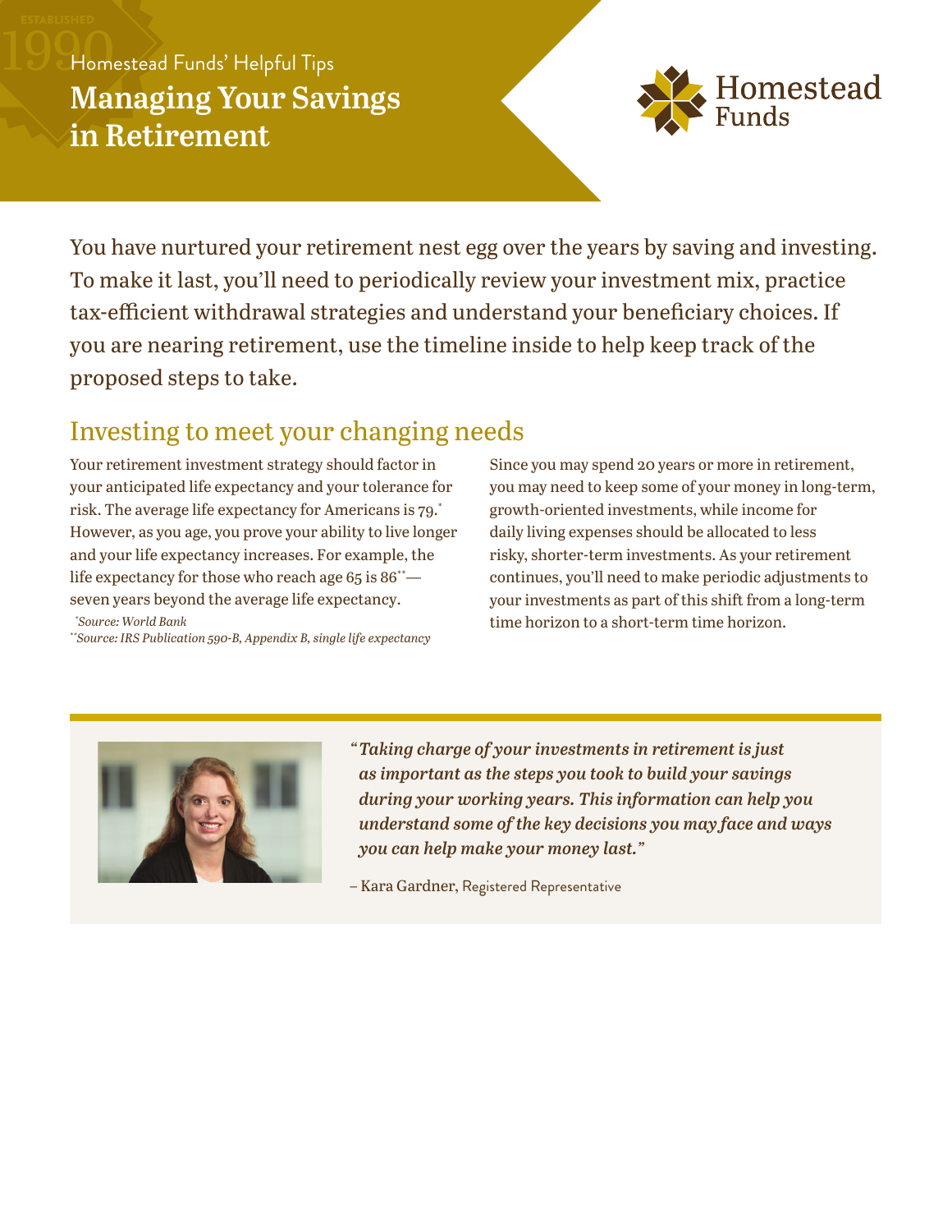Homestead Funds' Helpful Tips

# Managing Your Savings in Retirement

Homestead Funds

You have nurtured your retirement nest egg over the years by saving and investing. To make it last, you'll need to periodically review your investment mix, practice tax-efficient withdrawal strategies and understand your beneficiary choices. If you are nearing retirement, use the timeline inside to help keep track of the proposed steps to take.

## Investing to meet your changing needs

Your retirement investment strategy should factor in your anticipated life expectancy and your tolerance for risk. The average life expectancy for Americans is 79.* However, as you age, you prove your ability to live longer and your life expectancy increases. For example, the life expectancy for those who reach age 65 is 86**—seven years beyond the average life expectancy.

*\*Source: World Bank*
*\*\*Source: IRS Publication 590-B, Appendix B, single life expectancy*

Since you may spend 20 years or more in retirement, you may need to keep some of your money in long-term, growth-oriented investments, while income for daily living expenses should be allocated to less risky, shorter-term investments. As your retirement continues, you'll need to make periodic adjustments to your investments as part of this shift from a long-term time horizon to a short-term time horizon.

***"Taking charge of your investments in retirement is just as important as the steps you took to build your savings during your working years. This information can help you understand some of the key decisions you may face and ways you can help make your money last."***

– Kara Gardner, Registered Representative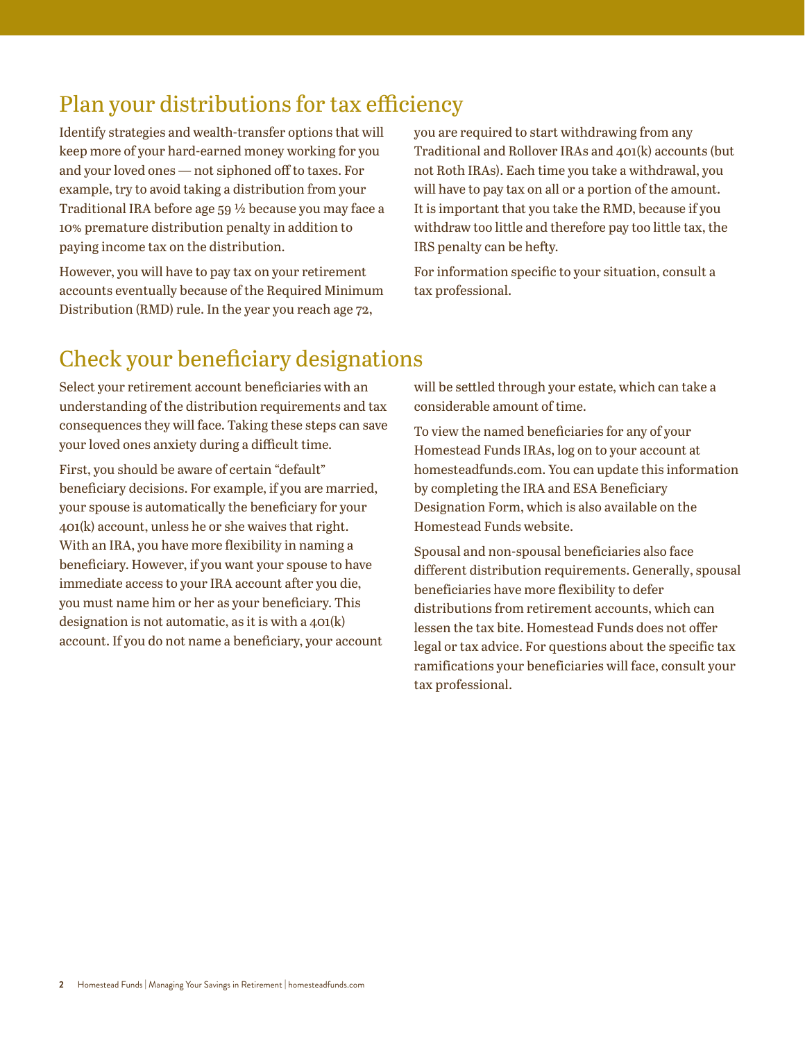## Plan your distributions for tax efficiency

Identify strategies and wealth-transfer options that will keep more of your hard-earned money working for you and your loved ones — not siphoned off to taxes. For example, try to avoid taking a distribution from your Traditional IRA before age 59 ½ because you may face a 10% premature distribution penalty in addition to paying income tax on the distribution.

However, you will have to pay tax on your retirement accounts eventually because of the Required Minimum Distribution (RMD) rule. In the year you reach age 72, you are required to start withdrawing from any Traditional and Rollover IRAs and 401(k) accounts (but not Roth IRAs). Each time you take a withdrawal, you will have to pay tax on all or a portion of the amount. It is important that you take the RMD, because if you withdraw too little and therefore pay too little tax, the IRS penalty can be hefty.

For information specific to your situation, consult a tax professional.

## Check your beneficiary designations

Select your retirement account beneficiaries with an understanding of the distribution requirements and tax consequences they will face. Taking these steps can save your loved ones anxiety during a difficult time.

First, you should be aware of certain "default" beneficiary decisions. For example, if you are married, your spouse is automatically the beneficiary for your 401(k) account, unless he or she waives that right. With an IRA, you have more flexibility in naming a beneficiary. However, if you want your spouse to have immediate access to your IRA account after you die, you must name him or her as your beneficiary. This designation is not automatic, as it is with a 401(k) account. If you do not name a beneficiary, your account will be settled through your estate, which can take a considerable amount of time.

To view the named beneficiaries for any of your Homestead Funds IRAs, log on to your account at homesteadfunds.com. You can update this information by completing the IRA and ESA Beneficiary Designation Form, which is also available on the Homestead Funds website.

Spousal and non-spousal beneficiaries also face different distribution requirements. Generally, spousal beneficiaries have more flexibility to defer distributions from retirement accounts, which can lessen the tax bite. Homestead Funds does not offer legal or tax advice. For questions about the specific tax ramifications your beneficiaries will face, consult your tax professional.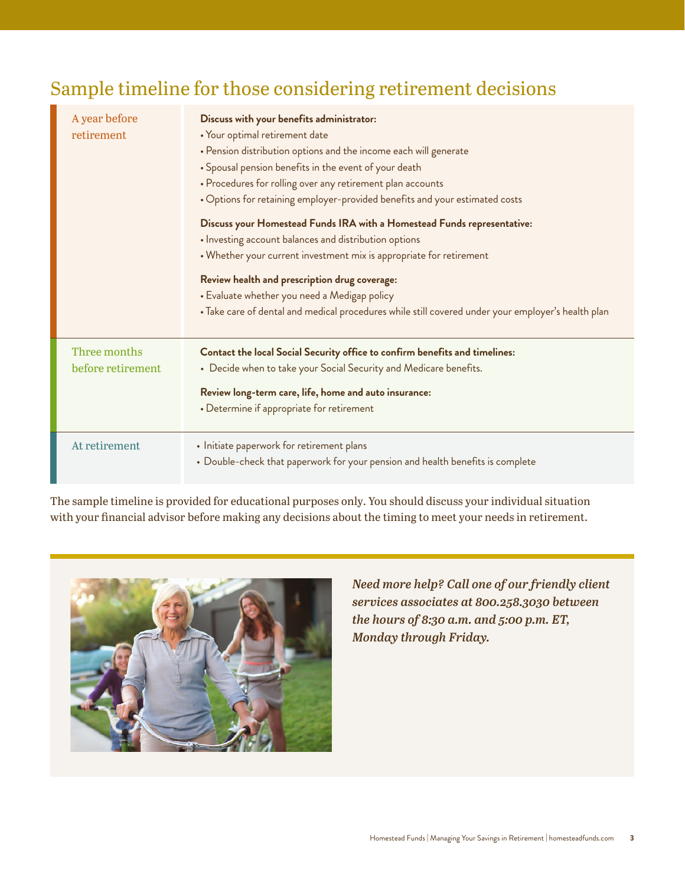## Sample timeline for those considering retirement decisions

| | |
|---|---|
| A year before retirement | **Discuss with your benefits administrator:**<br>• Your optimal retirement date<br>• Pension distribution options and the income each will generate<br>• Spousal pension benefits in the event of your death<br>• Procedures for rolling over any retirement plan accounts<br>• Options for retaining employer-provided benefits and your estimated costs<br><br>**Discuss your Homestead Funds IRA with a Homestead Funds representative:**<br>• Investing account balances and distribution options<br>• Whether your current investment mix is appropriate for retirement<br><br>**Review health and prescription drug coverage:**<br>• Evaluate whether you need a Medigap policy<br>• Take care of dental and medical procedures while still covered under your employer's health plan |
| Three months before retirement | **Contact the local Social Security office to confirm benefits and timelines:**<br>• Decide when to take your Social Security and Medicare benefits.<br><br>**Review long-term care, life, home and auto insurance:**<br>• Determine if appropriate for retirement |
| At retirement | • Initiate paperwork for retirement plans<br>• Double-check that paperwork for your pension and health benefits is complete |

The sample timeline is provided for educational purposes only. You should discuss your individual situation with your financial advisor before making any decisions about the timing to meet your needs in retirement.

***Need more help? Call one of our friendly client services associates at 800.258.3030 between the hours of 8:30 a.m. and 5:00 p.m. ET, Monday through Friday.***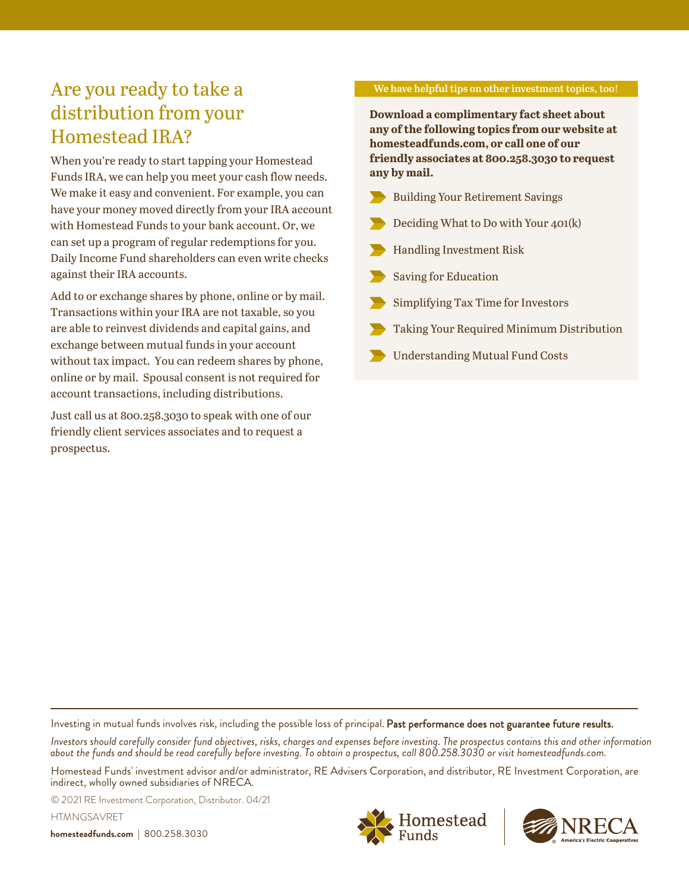# Are you ready to take a distribution from your Homestead IRA?

When you're ready to start tapping your Homestead Funds IRA, we can help you meet your cash flow needs. We make it easy and convenient. For example, you can have your money moved directly from your IRA account with Homestead Funds to your bank account. Or, we can set up a program of regular redemptions for you. Daily Income Fund shareholders can even write checks against their IRA accounts.

Add to or exchange shares by phone, online or by mail. Transactions within your IRA are not taxable, so you are able to reinvest dividends and capital gains, and exchange between mutual funds in your account without tax impact. You can redeem shares by phone, online or by mail. Spousal consent is not required for account transactions, including distributions.

Just call us at 800.258.3030 to speak with one of our friendly client services associates and to request a prospectus.

**We have helpful tips on other investment topics, too!**

**Download a complimentary fact sheet about any of the following topics from our website at homesteadfunds.com, or call one of our friendly associates at 800.258.3030 to request any by mail.**

- Building Your Retirement Savings
- Deciding What to Do with Your 401(k)
- Handling Investment Risk
- Saving for Education
- Simplifying Tax Time for Investors
- Taking Your Required Minimum Distribution
- Understanding Mutual Fund Costs

---

Investing in mutual funds involves risk, including the possible loss of principal. **Past performance does not guarantee future results.**

*Investors should carefully consider fund objectives, risks, charges and expenses before investing. The prospectus contains this and other information about the funds and should be read carefully before investing. To obtain a prospectus, call 800.258.3030 or visit homesteadfunds.com.*

Homestead Funds' investment advisor and/or administrator, RE Advisers Corporation, and distributor, RE Investment Corporation, are indirect, wholly owned subsidiaries of NRECA.

© 2021 RE Investment Corporation, Distributor. 04/21

HTMNGSAVRET

**homesteadfunds.com** | 800.258.3030

Homestead Funds

NRECA America's Electric Cooperatives